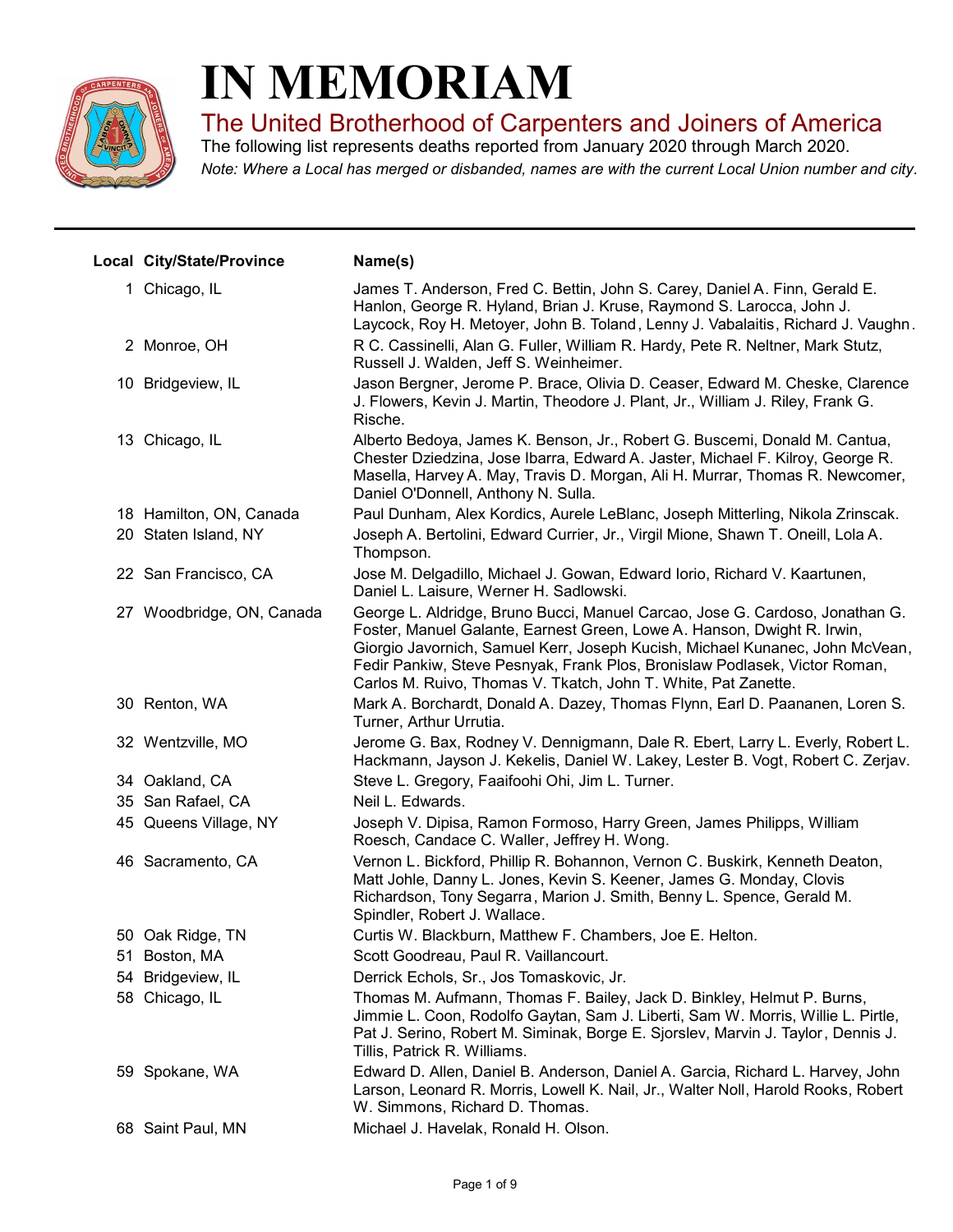# IN MEMORIAM

## The United Brotherhood of Carpenters and Joiners of America

The following list represents deaths reported from January 2020 through March 2020.

*Note: Where a Local has merged or disbanded, names are with the current Local Union number and city.*

| Local | City/State/Province | Name(s) |
|---|---|---|
| 1 | Chicago, IL | James T. Anderson, Fred C. Bettin, John S. Carey, Daniel A. Finn, Gerald E. Hanlon, George R. Hyland, Brian J. Kruse, Raymond S. Larocca, John J. Laycock, Roy H. Metoyer, John B. Toland, Lenny J. Vabalaitis, Richard J. Vaughn. |
| 2 | Monroe, OH | R C. Cassinelli, Alan G. Fuller, William R. Hardy, Pete R. Neltner, Mark Stutz, Russell J. Walden, Jeff S. Weinheimer. |
| 10 | Bridgeview, IL | Jason Bergner, Jerome P. Brace, Olivia D. Ceaser, Edward M. Cheske, Clarence J. Flowers, Kevin J. Martin, Theodore J. Plant, Jr., William J. Riley, Frank G. Rische. |
| 13 | Chicago, IL | Alberto Bedoya, James K. Benson, Jr., Robert G. Buscemi, Donald M. Cantua, Chester Dziedzina, Jose Ibarra, Edward A. Jaster, Michael F. Kilroy, George R. Masella, Harvey A. May, Travis D. Morgan, Ali H. Murrar, Thomas R. Newcomer, Daniel O'Donnell, Anthony N. Sulla. |
| 18 | Hamilton, ON, Canada | Paul Dunham, Alex Kordics, Aurele LeBlanc, Joseph Mitterling, Nikola Zrinscak. |
| 20 | Staten Island, NY | Joseph A. Bertolini, Edward Currier, Jr., Virgil Mione, Shawn T. Oneill, Lola A. Thompson. |
| 22 | San Francisco, CA | Jose M. Delgadillo, Michael J. Gowan, Edward Iorio, Richard V. Kaartunen, Daniel L. Laisure, Werner H. Sadlowski. |
| 27 | Woodbridge, ON, Canada | George L. Aldridge, Bruno Bucci, Manuel Carcao, Jose G. Cardoso, Jonathan G. Foster, Manuel Galante, Earnest Green, Lowe A. Hanson, Dwight R. Irwin, Giorgio Javornich, Samuel Kerr, Joseph Kucish, Michael Kunanec, John McVean, Fedir Pankiw, Steve Pesnyak, Frank Plos, Bronislaw Podlasek, Victor Roman, Carlos M. Ruivo, Thomas V. Tkatch, John T. White, Pat Zanette. |
| 30 | Renton, WA | Mark A. Borchardt, Donald A. Dazey, Thomas Flynn, Earl D. Paananen, Loren S. Turner, Arthur Urrutia. |
| 32 | Wentzville, MO | Jerome G. Bax, Rodney V. Dennigmann, Dale R. Ebert, Larry L. Everly, Robert L. Hackmann, Jayson J. Kekelis, Daniel W. Lakey, Lester B. Vogt, Robert C. Zerjav. |
| 34 | Oakland, CA | Steve L. Gregory, Faaifoohi Ohi, Jim L. Turner. |
| 35 | San Rafael, CA | Neil L. Edwards. |
| 45 | Queens Village, NY | Joseph V. Dipisa, Ramon Formoso, Harry Green, James Philipps, William Roesch, Candace C. Waller, Jeffrey H. Wong. |
| 46 | Sacramento, CA | Vernon L. Bickford, Phillip R. Bohannon, Vernon C. Buskirk, Kenneth Deaton, Matt Johle, Danny L. Jones, Kevin S. Keener, James G. Monday, Clovis Richardson, Tony Segarra, Marion J. Smith, Benny L. Spence, Gerald M. Spindler, Robert J. Wallace. |
| 50 | Oak Ridge, TN | Curtis W. Blackburn, Matthew F. Chambers, Joe E. Helton. |
| 51 | Boston, MA | Scott Goodreau, Paul R. Vaillancourt. |
| 54 | Bridgeview, IL | Derrick Echols, Sr., Jos Tomaskovic, Jr. |
| 58 | Chicago, IL | Thomas M. Aufmann, Thomas F. Bailey, Jack D. Binkley, Helmut P. Burns, Jimmie L. Coon, Rodolfo Gaytan, Sam J. Liberti, Sam W. Morris, Willie L. Pirtle, Pat J. Serino, Robert M. Siminak, Borge E. Sjorslev, Marvin J. Taylor, Dennis J. Tillis, Patrick R. Williams. |
| 59 | Spokane, WA | Edward D. Allen, Daniel B. Anderson, Daniel A. Garcia, Richard L. Harvey, John Larson, Leonard R. Morris, Lowell K. Nail, Jr., Walter Noll, Harold Rooks, Robert W. Simmons, Richard D. Thomas. |
| 68 | Saint Paul, MN | Michael J. Havelak, Ronald H. Olson. |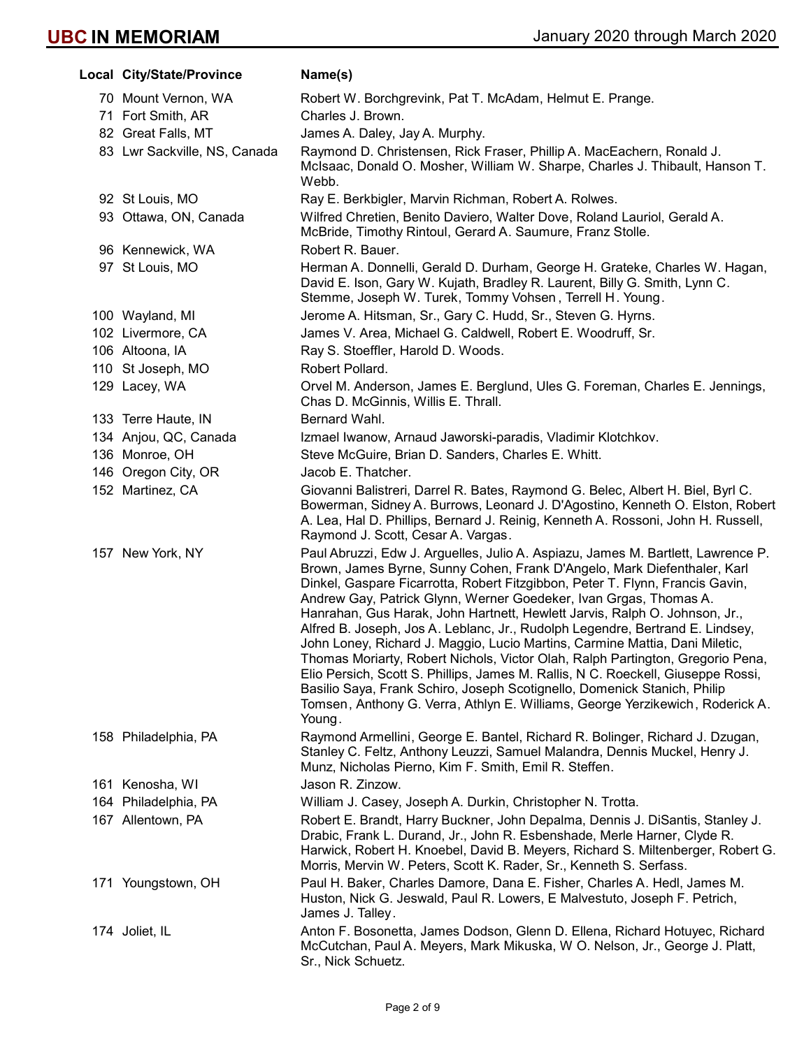| Local | City/State/Province | Name(s) |
|---|---|---|
| 70 | Mount Vernon, WA | Robert W. Borchgrevink, Pat T. McAdam, Helmut E. Prange. |
| 71 | Fort Smith, AR | Charles J. Brown. |
| 82 | Great Falls, MT | James A. Daley, Jay A. Murphy. |
| 83 | Lwr Sackville, NS, Canada | Raymond D. Christensen, Rick Fraser, Phillip A. MacEachern, Ronald J. McIsaac, Donald O. Mosher, William W. Sharpe, Charles J. Thibault, Hanson T. Webb. |
| 92 | St Louis, MO | Ray E. Berkbigler, Marvin Richman, Robert A. Rolwes. |
| 93 | Ottawa, ON, Canada | Wilfred Chretien, Benito Daviero, Walter Dove, Roland Lauriol, Gerald A. McBride, Timothy Rintoul, Gerard A. Saumure, Franz Stolle. |
| 96 | Kennewick, WA | Robert R. Bauer. |
| 97 | St Louis, MO | Herman A. Donnelli, Gerald D. Durham, George H. Grateke, Charles W. Hagan, David E. Ison, Gary W. Kujath, Bradley R. Laurent, Billy G. Smith, Lynn C. Stemme, Joseph W. Turek, Tommy Vohsen, Terrell H. Young. |
| 100 | Wayland, MI | Jerome A. Hitsman, Sr., Gary C. Hudd, Sr., Steven G. Hyrns. |
| 102 | Livermore, CA | James V. Area, Michael G. Caldwell, Robert E. Woodruff, Sr. |
| 106 | Altoona, IA | Ray S. Stoeffler, Harold D. Woods. |
| 110 | St Joseph, MO | Robert Pollard. |
| 129 | Lacey, WA | Orvel M. Anderson, James E. Berglund, Ules G. Foreman, Charles E. Jennings, Chas D. McGinnis, Willis E. Thrall. |
| 133 | Terre Haute, IN | Bernard Wahl. |
| 134 | Anjou, QC, Canada | Izmael Iwanow, Arnaud Jaworski-paradis, Vladimir Klotchkov. |
| 136 | Monroe, OH | Steve McGuire, Brian D. Sanders, Charles E. Whitt. |
| 146 | Oregon City, OR | Jacob E. Thatcher. |
| 152 | Martinez, CA | Giovanni Balistreri, Darrel R. Bates, Raymond G. Belec, Albert H. Biel, Byrl C. Bowerman, Sidney A. Burrows, Leonard J. D'Agostino, Kenneth O. Elston, Robert A. Lea, Hal D. Phillips, Bernard J. Reinig, Kenneth A. Rossoni, John H. Russell, Raymond J. Scott, Cesar A. Vargas. |
| 157 | New York, NY | Paul Abruzzi, Edw J. Arguelles, Julio A. Aspiazu, James M. Bartlett, Lawrence P. Brown, James Byrne, Sunny Cohen, Frank D'Angelo, Mark Diefenthaler, Karl Dinkel, Gaspare Ficarrotta, Robert Fitzgibbon, Peter T. Flynn, Francis Gavin, Andrew Gay, Patrick Glynn, Werner Goedeker, Ivan Grgas, Thomas A. Hanrahan, Gus Harak, John Hartnett, Hewlett Jarvis, Ralph O. Johnson, Jr., Alfred B. Joseph, Jos A. Leblanc, Jr., Rudolph Legendre, Bertrand E. Lindsey, John Loney, Richard J. Maggio, Lucio Martins, Carmine Mattia, Dani Miletic, Thomas Moriarty, Robert Nichols, Victor Olah, Ralph Partington, Gregorio Pena, Elio Persich, Scott S. Phillips, James M. Rallis, N C. Roeckell, Giuseppe Rossi, Basilio Saya, Frank Schiro, Joseph Scotignello, Domenick Stanich, Philip Tomsen, Anthony G. Verra, Athlyn E. Williams, George Yerzikewich, Roderick A. Young. |
| 158 | Philadelphia, PA | Raymond Armellini, George E. Bantel, Richard R. Bolinger, Richard J. Dzugan, Stanley C. Feltz, Anthony Leuzzi, Samuel Malandra, Dennis Muckel, Henry J. Munz, Nicholas Pierno, Kim F. Smith, Emil R. Steffen. |
| 161 | Kenosha, WI | Jason R. Zinzow. |
| 164 | Philadelphia, PA | William J. Casey, Joseph A. Durkin, Christopher N. Trotta. |
| 167 | Allentown, PA | Robert E. Brandt, Harry Buckner, John Depalma, Dennis J. DiSantis, Stanley J. Drabic, Frank L. Durand, Jr., John R. Esbenshade, Merle Harner, Clyde R. Harwick, Robert H. Knoebel, David B. Meyers, Richard S. Miltenberger, Robert G. Morris, Mervin W. Peters, Scott K. Rader, Sr., Kenneth S. Serfass. |
| 171 | Youngstown, OH | Paul H. Baker, Charles Damore, Dana E. Fisher, Charles A. Hedl, James M. Huston, Nick G. Jeswald, Paul R. Lowers, E Malvestuto, Joseph F. Petrich, James J. Talley. |
| 174 | Joliet, IL | Anton F. Bosonetta, James Dodson, Glenn D. Ellena, Richard Hotuyec, Richard McCutchan, Paul A. Meyers, Mark Mikuska, W O. Nelson, Jr., George J. Platt, Sr., Nick Schuetz. |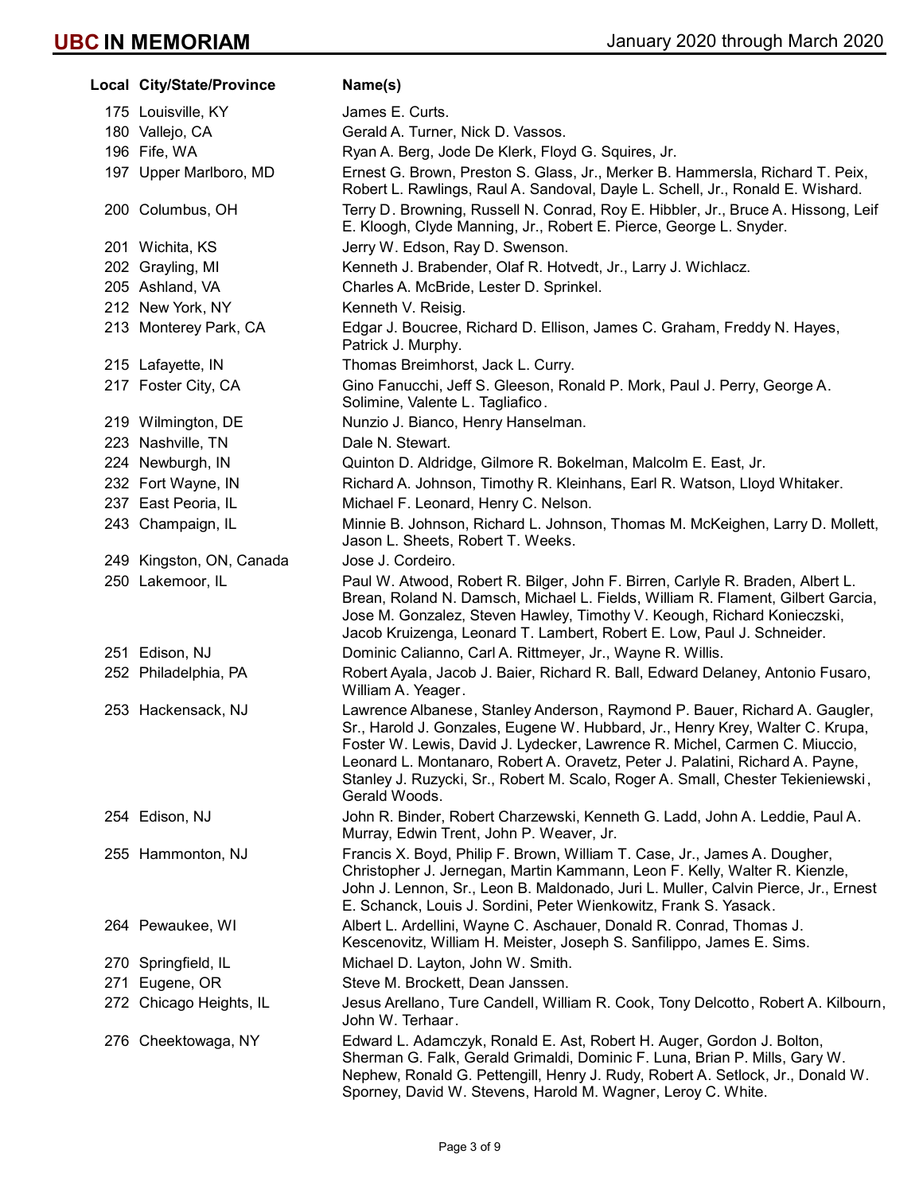# UBC IN MEMORIAM

January 2020 through March 2020

| Local | City/State/Province | Name(s) |
|---|---|---|
| 175 | Louisville, KY | James E. Curts. |
| 180 | Vallejo, CA | Gerald A. Turner, Nick D. Vassos. |
| 196 | Fife, WA | Ryan A. Berg, Jode De Klerk, Floyd G. Squires, Jr. |
| 197 | Upper Marlboro, MD | Ernest G. Brown, Preston S. Glass, Jr., Merker B. Hammersla, Richard T. Peix, Robert L. Rawlings, Raul A. Sandoval, Dayle L. Schell, Jr., Ronald E. Wishard. |
| 200 | Columbus, OH | Terry D. Browning, Russell N. Conrad, Roy E. Hibbler, Jr., Bruce A. Hissong, Leif E. Kloogh, Clyde Manning, Jr., Robert E. Pierce, George L. Snyder. |
| 201 | Wichita, KS | Jerry W. Edson, Ray D. Swenson. |
| 202 | Grayling, MI | Kenneth J. Brabender, Olaf R. Hotvedt, Jr., Larry J. Wichlacz. |
| 205 | Ashland, VA | Charles A. McBride, Lester D. Sprinkel. |
| 212 | New York, NY | Kenneth V. Reisig. |
| 213 | Monterey Park, CA | Edgar J. Boucree, Richard D. Ellison, James C. Graham, Freddy N. Hayes, Patrick J. Murphy. |
| 215 | Lafayette, IN | Thomas Breimhorst, Jack L. Curry. |
| 217 | Foster City, CA | Gino Fanucchi, Jeff S. Gleeson, Ronald P. Mork, Paul J. Perry, George A. Solimine, Valente L. Tagliafico. |
| 219 | Wilmington, DE | Nunzio J. Bianco, Henry Hanselman. |
| 223 | Nashville, TN | Dale N. Stewart. |
| 224 | Newburgh, IN | Quinton D. Aldridge, Gilmore R. Bokelman, Malcolm E. East, Jr. |
| 232 | Fort Wayne, IN | Richard A. Johnson, Timothy R. Kleinhans, Earl R. Watson, Lloyd Whitaker. |
| 237 | East Peoria, IL | Michael F. Leonard, Henry C. Nelson. |
| 243 | Champaign, IL | Minnie B. Johnson, Richard L. Johnson, Thomas M. McKeighen, Larry D. Mollett, Jason L. Sheets, Robert T. Weeks. |
| 249 | Kingston, ON, Canada | Jose J. Cordeiro. |
| 250 | Lakemoor, IL | Paul W. Atwood, Robert R. Bilger, John F. Birren, Carlyle R. Braden, Albert L. Brean, Roland N. Damsch, Michael L. Fields, William R. Flament, Gilbert Garcia, Jose M. Gonzalez, Steven Hawley, Timothy V. Keough, Richard Konieczski, Jacob Kruizenga, Leonard T. Lambert, Robert E. Low, Paul J. Schneider. |
| 251 | Edison, NJ | Dominic Calianno, Carl A. Rittmeyer, Jr., Wayne R. Willis. |
| 252 | Philadelphia, PA | Robert Ayala, Jacob J. Baier, Richard R. Ball, Edward Delaney, Antonio Fusaro, William A. Yeager. |
| 253 | Hackensack, NJ | Lawrence Albanese, Stanley Anderson, Raymond P. Bauer, Richard A. Gaugler, Sr., Harold J. Gonzales, Eugene W. Hubbard, Jr., Henry Krey, Walter C. Krupa, Foster W. Lewis, David J. Lydecker, Lawrence R. Michel, Carmen C. Miuccio, Leonard L. Montanaro, Robert A. Oravetz, Peter J. Palatini, Richard A. Payne, Stanley J. Ruzycki, Sr., Robert M. Scalo, Roger A. Small, Chester Tekieniewski, Gerald Woods. |
| 254 | Edison, NJ | John R. Binder, Robert Charzewski, Kenneth G. Ladd, John A. Leddie, Paul A. Murray, Edwin Trent, John P. Weaver, Jr. |
| 255 | Hammonton, NJ | Francis X. Boyd, Philip F. Brown, William T. Case, Jr., James A. Dougher, Christopher J. Jernegan, Martin Kammann, Leon F. Kelly, Walter R. Kienzle, John J. Lennon, Sr., Leon B. Maldonado, Juri L. Muller, Calvin Pierce, Jr., Ernest E. Schanck, Louis J. Sordini, Peter Wienkowitz, Frank S. Yasack. |
| 264 | Pewaukee, WI | Albert L. Ardellini, Wayne C. Aschauer, Donald R. Conrad, Thomas J. Kescenovitz, William H. Meister, Joseph S. Sanfilippo, James E. Sims. |
| 270 | Springfield, IL | Michael D. Layton, John W. Smith. |
| 271 | Eugene, OR | Steve M. Brockett, Dean Janssen. |
| 272 | Chicago Heights, IL | Jesus Arellano, Ture Candell, William R. Cook, Tony Delcotto, Robert A. Kilbourn, John W. Terhaar. |
| 276 | Cheektowaga, NY | Edward L. Adamczyk, Ronald E. Ast, Robert H. Auger, Gordon J. Bolton, Sherman G. Falk, Gerald Grimaldi, Dominic F. Luna, Brian P. Mills, Gary W. Nephew, Ronald G. Pettengill, Henry J. Rudy, Robert A. Setlock, Jr., Donald W. Sporney, David W. Stevens, Harold M. Wagner, Leroy C. White. |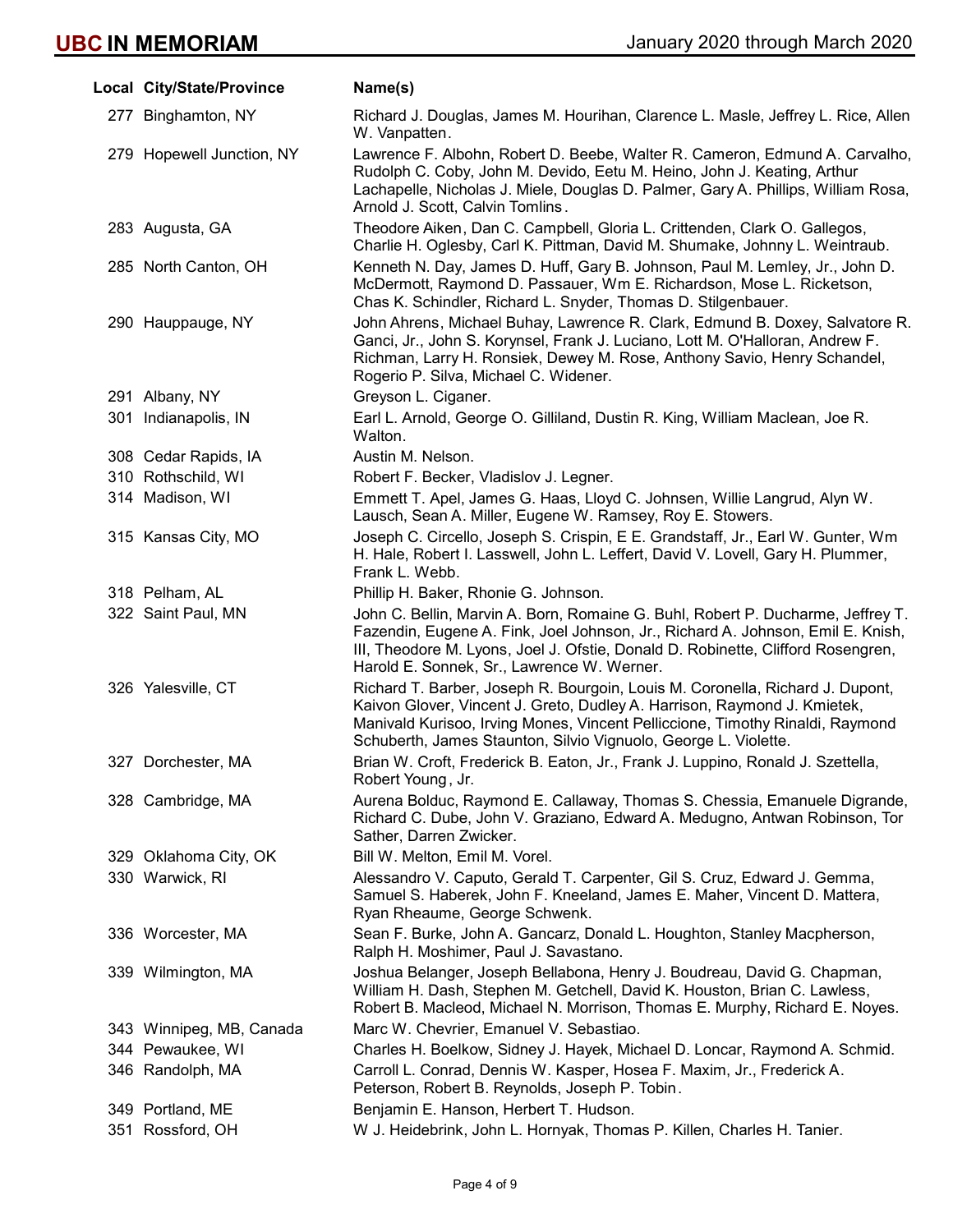| Local | City/State/Province | Name(s) |
| --- | --- | --- |
| 277 | Binghamton, NY | Richard J. Douglas, James M. Hourihan, Clarence L. Masle, Jeffrey L. Rice, Allen W. Vanpatten. |
| 279 | Hopewell Junction, NY | Lawrence F. Albohn, Robert D. Beebe, Walter R. Cameron, Edmund A. Carvalho, Rudolph C. Coby, John M. Devido, Eetu M. Heino, John J. Keating, Arthur Lachapelle, Nicholas J. Miele, Douglas D. Palmer, Gary A. Phillips, William Rosa, Arnold J. Scott, Calvin Tomlins. |
| 283 | Augusta, GA | Theodore Aiken, Dan C. Campbell, Gloria L. Crittenden, Clark O. Gallegos, Charlie H. Oglesby, Carl K. Pittman, David M. Shumake, Johnny L. Weintraub. |
| 285 | North Canton, OH | Kenneth N. Day, James D. Huff, Gary B. Johnson, Paul M. Lemley, Jr., John D. McDermott, Raymond D. Passauer, Wm E. Richardson, Mose L. Ricketson, Chas K. Schindler, Richard L. Snyder, Thomas D. Stilgenbauer. |
| 290 | Hauppauge, NY | John Ahrens, Michael Buhay, Lawrence R. Clark, Edmund B. Doxey, Salvatore R. Ganci, Jr., John S. Korynsel, Frank J. Luciano, Lott M. O'Halloran, Andrew F. Richman, Larry H. Ronsiek, Dewey M. Rose, Anthony Savio, Henry Schandel, Rogerio P. Silva, Michael C. Widener. |
| 291 | Albany, NY | Greyson L. Ciganer. |
| 301 | Indianapolis, IN | Earl L. Arnold, George O. Gilliland, Dustin R. King, William Maclean, Joe R. Walton. |
| 308 | Cedar Rapids, IA | Austin M. Nelson. |
| 310 | Rothschild, WI | Robert F. Becker, Vladislov J. Legner. |
| 314 | Madison, WI | Emmett T. Apel, James G. Haas, Lloyd C. Johnsen, Willie Langrud, Alyn W. Lausch, Sean A. Miller, Eugene W. Ramsey, Roy E. Stowers. |
| 315 | Kansas City, MO | Joseph C. Circello, Joseph S. Crispin, E E. Grandstaff, Jr., Earl W. Gunter, Wm H. Hale, Robert I. Lasswell, John L. Leffert, David V. Lovell, Gary H. Plummer, Frank L. Webb. |
| 318 | Pelham, AL | Phillip H. Baker, Rhonie G. Johnson. |
| 322 | Saint Paul, MN | John C. Bellin, Marvin A. Born, Romaine G. Buhl, Robert P. Ducharme, Jeffrey T. Fazendin, Eugene A. Fink, Joel Johnson, Jr., Richard A. Johnson, Emil E. Knish, III, Theodore M. Lyons, Joel J. Ofstie, Donald D. Robinette, Clifford Rosengren, Harold E. Sonnek, Sr., Lawrence W. Werner. |
| 326 | Yalesville, CT | Richard T. Barber, Joseph R. Bourgoin, Louis M. Coronella, Richard J. Dupont, Kaivon Glover, Vincent J. Greto, Dudley A. Harrison, Raymond J. Kmietek, Manivald Kurisoo, Irving Mones, Vincent Pelliccione, Timothy Rinaldi, Raymond Schuberth, James Staunton, Silvio Vignuolo, George L. Violette. |
| 327 | Dorchester, MA | Brian W. Croft, Frederick B. Eaton, Jr., Frank J. Luppino, Ronald J. Szettella, Robert Young, Jr. |
| 328 | Cambridge, MA | Aurena Bolduc, Raymond E. Callaway, Thomas S. Chessia, Emanuele Digrande, Richard C. Dube, John V. Graziano, Edward A. Medugno, Antwan Robinson, Tor Sather, Darren Zwicker. |
| 329 | Oklahoma City, OK | Bill W. Melton, Emil M. Vorel. |
| 330 | Warwick, RI | Alessandro V. Caputo, Gerald T. Carpenter, Gil S. Cruz, Edward J. Gemma, Samuel S. Haberek, John F. Kneeland, James E. Maher, Vincent D. Mattera, Ryan Rheaume, George Schwenk. |
| 336 | Worcester, MA | Sean F. Burke, John A. Gancarz, Donald L. Houghton, Stanley Macpherson, Ralph H. Moshimer, Paul J. Savastano. |
| 339 | Wilmington, MA | Joshua Belanger, Joseph Bellabona, Henry J. Boudreau, David G. Chapman, William H. Dash, Stephen M. Getchell, David K. Houston, Brian C. Lawless, Robert B. Macleod, Michael N. Morrison, Thomas E. Murphy, Richard E. Noyes. |
| 343 | Winnipeg, MB, Canada | Marc W. Chevrier, Emanuel V. Sebastiao. |
| 344 | Pewaukee, WI | Charles H. Boelkow, Sidney J. Hayek, Michael D. Loncar, Raymond A. Schmid. |
| 346 | Randolph, MA | Carroll L. Conrad, Dennis W. Kasper, Hosea F. Maxim, Jr., Frederick A. Peterson, Robert B. Reynolds, Joseph P. Tobin. |
| 349 | Portland, ME | Benjamin E. Hanson, Herbert T. Hudson. |
| 351 | Rossford, OH | W J. Heidebrink, John L. Hornyak, Thomas P. Killen, Charles H. Tanier. |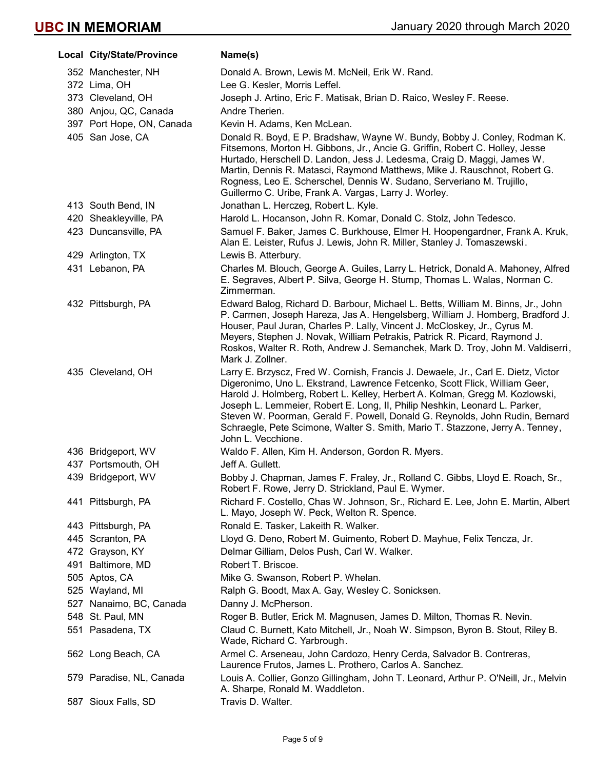| Local | City/State/Province | Name(s) |
|---|---|---|
| 352 | Manchester, NH | Donald A. Brown, Lewis M. McNeil, Erik W. Rand. |
| 372 | Lima, OH | Lee G. Kesler, Morris Leffel. |
| 373 | Cleveland, OH | Joseph J. Artino, Eric F. Matisak, Brian D. Raico, Wesley F. Reese. |
| 380 | Anjou, QC, Canada | Andre Therien. |
| 397 | Port Hope, ON, Canada | Kevin H. Adams, Ken McLean. |
| 405 | San Jose, CA | Donald R. Boyd, E P. Bradshaw, Wayne W. Bundy, Bobby J. Conley, Rodman K. Fitsemons, Morton H. Gibbons, Jr., Ancie G. Griffin, Robert C. Holley, Jesse Hurtado, Herschell D. Landon, Jess J. Ledesma, Craig D. Maggi, James W. Martin, Dennis R. Matasci, Raymond Matthews, Mike J. Rauschnot, Robert G. Rogness, Leo E. Scherschel, Dennis W. Sudano, Serveriano M. Trujillo, Guillermo C. Uribe, Frank A. Vargas, Larry J. Worley. |
| 413 | South Bend, IN | Jonathan L. Herczeg, Robert L. Kyle. |
| 420 | Sheakleyville, PA | Harold L. Hocanson, John R. Komar, Donald C. Stolz, John Tedesco. |
| 423 | Duncansville, PA | Samuel F. Baker, James C. Burkhouse, Elmer H. Hoopengardner, Frank A. Kruk, Alan E. Leister, Rufus J. Lewis, John R. Miller, Stanley J. Tomaszewski. |
| 429 | Arlington, TX | Lewis B. Atterbury. |
| 431 | Lebanon, PA | Charles M. Blouch, George A. Guiles, Larry L. Hetrick, Donald A. Mahoney, Alfred E. Segraves, Albert P. Silva, George H. Stump, Thomas L. Walas, Norman C. Zimmerman. |
| 432 | Pittsburgh, PA | Edward Balog, Richard D. Barbour, Michael L. Betts, William M. Binns, Jr., John P. Carmen, Joseph Hareza, Jas A. Hengelsberg, William J. Homberg, Bradford J. Houser, Paul Juran, Charles P. Lally, Vincent J. McCloskey, Jr., Cyrus M. Meyers, Stephen J. Novak, William Petrakis, Patrick R. Picard, Raymond J. Roskos, Walter R. Roth, Andrew J. Semanchek, Mark D. Troy, John M. Valdiserri, Mark J. Zollner. |
| 435 | Cleveland, OH | Larry E. Brzyscz, Fred W. Cornish, Francis J. Dewaele, Jr., Carl E. Dietz, Victor Digeronimo, Uno L. Ekstrand, Lawrence Fetcenko, Scott Flick, William Geer, Harold J. Holmberg, Robert L. Kelley, Herbert A. Kolman, Gregg M. Kozlowski, Joseph L. Lemmeier, Robert E. Long, II, Philip Neshkin, Leonard L. Parker, Steven W. Poorman, Gerald F. Powell, Donald G. Reynolds, John Rudin, Bernard Schraegle, Pete Scimone, Walter S. Smith, Mario T. Stazzone, Jerry A. Tenney, John L. Vecchione. |
| 436 | Bridgeport, WV | Waldo F. Allen, Kim H. Anderson, Gordon R. Myers. |
| 437 | Portsmouth, OH | Jeff A. Gullett. |
| 439 | Bridgeport, WV | Bobby J. Chapman, James F. Fraley, Jr., Rolland C. Gibbs, Lloyd E. Roach, Sr., Robert F. Rowe, Jerry D. Strickland, Paul E. Wymer. |
| 441 | Pittsburgh, PA | Richard F. Costello, Chas W. Johnson, Sr., Richard E. Lee, John E. Martin, Albert L. Mayo, Joseph W. Peck, Welton R. Spence. |
| 443 | Pittsburgh, PA | Ronald E. Tasker, Lakeith R. Walker. |
| 445 | Scranton, PA | Lloyd G. Deno, Robert M. Guimento, Robert D. Mayhue, Felix Tencza, Jr. |
| 472 | Grayson, KY | Delmar Gilliam, Delos Push, Carl W. Walker. |
| 491 | Baltimore, MD | Robert T. Briscoe. |
| 505 | Aptos, CA | Mike G. Swanson, Robert P. Whelan. |
| 525 | Wayland, MI | Ralph G. Boodt, Max A. Gay, Wesley C. Sonicksen. |
| 527 | Nanaimo, BC, Canada | Danny J. McPherson. |
| 548 | St. Paul, MN | Roger B. Butler, Erick M. Magnusen, James D. Milton, Thomas R. Nevin. |
| 551 | Pasadena, TX | Claud C. Burnett, Kato Mitchell, Jr., Noah W. Simpson, Byron B. Stout, Riley B. Wade, Richard C. Yarbrough. |
| 562 | Long Beach, CA | Armel C. Arseneau, John Cardozo, Henry Cerda, Salvador B. Contreras, Laurence Frutos, James L. Prothero, Carlos A. Sanchez. |
| 579 | Paradise, NL, Canada | Louis A. Collier, Gonzo Gillingham, John T. Leonard, Arthur P. O'Neill, Jr., Melvin A. Sharpe, Ronald M. Waddleton. |
| 587 | Sioux Falls, SD | Travis D. Walter. |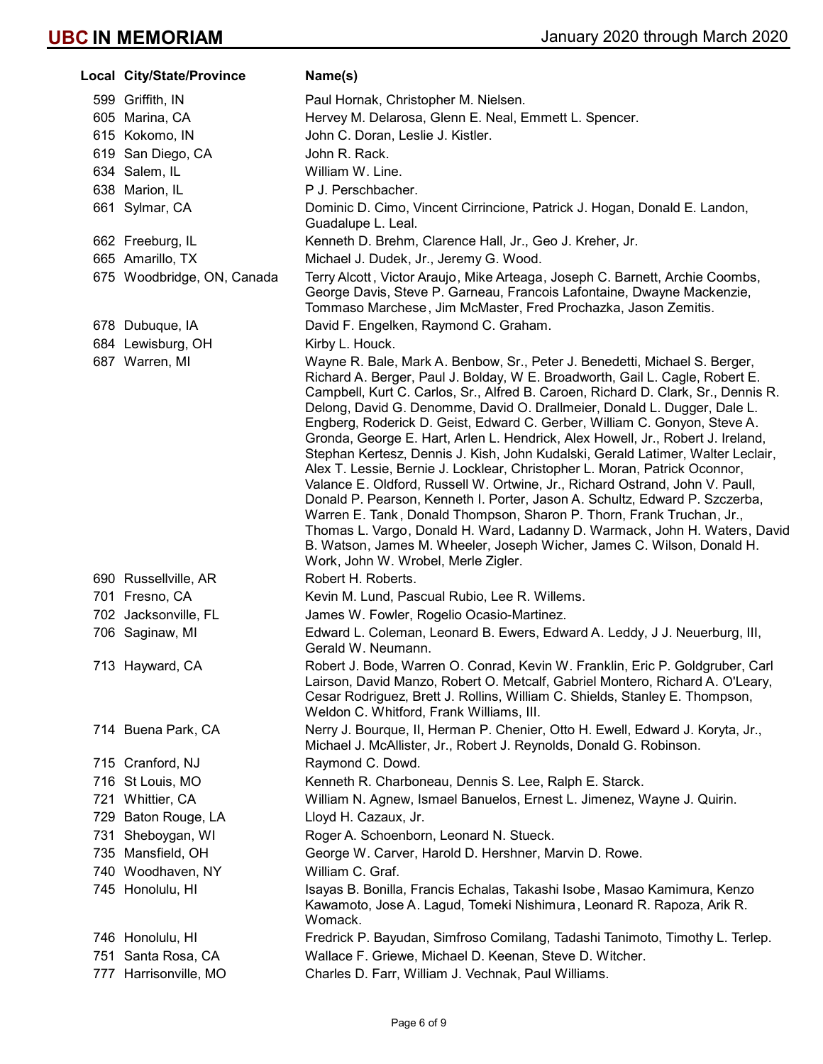# UBC IN MEMORIAM

January 2020 through March 2020

| Local | City/State/Province | Name(s) |
|---|---|---|
| 599 | Griffith, IN | Paul Hornak, Christopher M. Nielsen. |
| 605 | Marina, CA | Hervey M. Delarosa, Glenn E. Neal, Emmett L. Spencer. |
| 615 | Kokomo, IN | John C. Doran, Leslie J. Kistler. |
| 619 | San Diego, CA | John R. Rack. |
| 634 | Salem, IL | William W. Line. |
| 638 | Marion, IL | P J. Perschbacher. |
| 661 | Sylmar, CA | Dominic D. Cimo, Vincent Cirrincione, Patrick J. Hogan, Donald E. Landon, Guadalupe L. Leal. |
| 662 | Freeburg, IL | Kenneth D. Brehm, Clarence Hall, Jr., Geo J. Kreher, Jr. |
| 665 | Amarillo, TX | Michael J. Dudek, Jr., Jeremy G. Wood. |
| 675 | Woodbridge, ON, Canada | Terry Alcott, Victor Araujo, Mike Arteaga, Joseph C. Barnett, Archie Coombs, George Davis, Steve P. Garneau, Francois Lafontaine, Dwayne Mackenzie, Tommaso Marchese, Jim McMaster, Fred Prochazka, Jason Zemitis. |
| 678 | Dubuque, IA | David F. Engelken, Raymond C. Graham. |
| 684 | Lewisburg, OH | Kirby L. Houck. |
| 687 | Warren, MI | Wayne R. Bale, Mark A. Benbow, Sr., Peter J. Benedetti, Michael S. Berger, Richard A. Berger, Paul J. Bolday, W E. Broadworth, Gail L. Cagle, Robert E. Campbell, Kurt C. Carlos, Sr., Alfred B. Caroen, Richard D. Clark, Sr., Dennis R. Delong, David G. Denomme, David O. Drallmeier, Donald L. Dugger, Dale L. Engberg, Roderick D. Geist, Edward C. Gerber, William C. Gonyon, Steve A. Gronda, George E. Hart, Arlen L. Hendrick, Alex Howell, Jr., Robert J. Ireland, Stephan Kertesz, Dennis J. Kish, John Kudalski, Gerald Latimer, Walter Leclair, Alex T. Lessie, Bernie J. Locklear, Christopher L. Moran, Patrick Oconnor, Valance E. Oldford, Russell W. Ortwine, Jr., Richard Ostrand, John V. Paull, Donald P. Pearson, Kenneth I. Porter, Jason A. Schultz, Edward P. Szczerba, Warren E. Tank, Donald Thompson, Sharon P. Thorn, Frank Truchan, Jr., Thomas L. Vargo, Donald H. Ward, Ladanny D. Warmack, John H. Waters, David B. Watson, James M. Wheeler, Joseph Wicher, James C. Wilson, Donald H. Work, John W. Wrobel, Merle Zigler. |
| 690 | Russellville, AR | Robert H. Roberts. |
| 701 | Fresno, CA | Kevin M. Lund, Pascual Rubio, Lee R. Willems. |
| 702 | Jacksonville, FL | James W. Fowler, Rogelio Ocasio-Martinez. |
| 706 | Saginaw, MI | Edward L. Coleman, Leonard B. Ewers, Edward A. Leddy, J J. Neuerburg, III, Gerald W. Neumann. |
| 713 | Hayward, CA | Robert J. Bode, Warren O. Conrad, Kevin W. Franklin, Eric P. Goldgruber, Carl Lairson, David Manzo, Robert O. Metcalf, Gabriel Montero, Richard A. O'Leary, Cesar Rodriguez, Brett J. Rollins, William C. Shields, Stanley E. Thompson, Weldon C. Whitford, Frank Williams, III. |
| 714 | Buena Park, CA | Nerry J. Bourque, II, Herman P. Chenier, Otto H. Ewell, Edward J. Koryta, Jr., Michael J. McAllister, Jr., Robert J. Reynolds, Donald G. Robinson. |
| 715 | Cranford, NJ | Raymond C. Dowd. |
| 716 | St Louis, MO | Kenneth R. Charboneau, Dennis S. Lee, Ralph E. Starck. |
| 721 | Whittier, CA | William N. Agnew, Ismael Banuelos, Ernest L. Jimenez, Wayne J. Quirin. |
| 729 | Baton Rouge, LA | Lloyd H. Cazaux, Jr. |
| 731 | Sheboygan, WI | Roger A. Schoenborn, Leonard N. Stueck. |
| 735 | Mansfield, OH | George W. Carver, Harold D. Hershner, Marvin D. Rowe. |
| 740 | Woodhaven, NY | William C. Graf. |
| 745 | Honolulu, HI | Isayas B. Bonilla, Francis Echalas, Takashi Isobe, Masao Kamimura, Kenzo Kawamoto, Jose A. Lagud, Tomeki Nishimura, Leonard R. Rapoza, Arik R. Womack. |
| 746 | Honolulu, HI | Fredrick P. Bayudan, Simfroso Comilang, Tadashi Tanimoto, Timothy L. Terlep. |
| 751 | Santa Rosa, CA | Wallace F. Griewe, Michael D. Keenan, Steve D. Witcher. |
| 777 | Harrisonville, MO | Charles D. Farr, William J. Vechnak, Paul Williams. |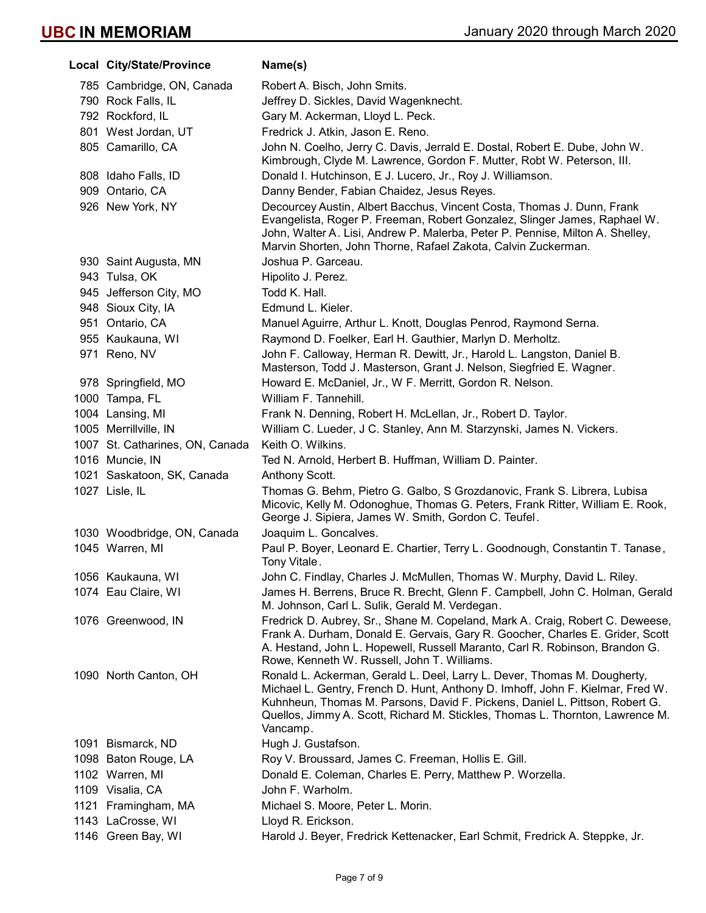| Local | City/State/Province | Name(s) |
|---|---|---|
| 785 | Cambridge, ON, Canada | Robert A. Bisch, John Smits. |
| 790 | Rock Falls, IL | Jeffrey D. Sickles, David Wagenknecht. |
| 792 | Rockford, IL | Gary M. Ackerman, Lloyd L. Peck. |
| 801 | West Jordan, UT | Fredrick J. Atkin, Jason E. Reno. |
| 805 | Camarillo, CA | John N. Coelho, Jerry C. Davis, Jerrald E. Dostal, Robert E. Dube, John W. Kimbrough, Clyde M. Lawrence, Gordon F. Mutter, Robt W. Peterson, III. |
| 808 | Idaho Falls, ID | Donald I. Hutchinson, E J. Lucero, Jr., Roy J. Williamson. |
| 909 | Ontario, CA | Danny Bender, Fabian Chaidez, Jesus Reyes. |
| 926 | New York, NY | Decourcey Austin, Albert Bacchus, Vincent Costa, Thomas J. Dunn, Frank Evangelista, Roger P. Freeman, Robert Gonzalez, Slinger James, Raphael W. John, Walter A. Lisi, Andrew P. Malerba, Peter P. Pennise, Milton A. Shelley, Marvin Shorten, John Thorne, Rafael Zakota, Calvin Zuckerman. |
| 930 | Saint Augusta, MN | Joshua P. Garceau. |
| 943 | Tulsa, OK | Hipolito J. Perez. |
| 945 | Jefferson City, MO | Todd K. Hall. |
| 948 | Sioux City, IA | Edmund L. Kieler. |
| 951 | Ontario, CA | Manuel Aguirre, Arthur L. Knott, Douglas Penrod, Raymond Serna. |
| 955 | Kaukauna, WI | Raymond D. Foelker, Earl H. Gauthier, Marlyn D. Merholtz. |
| 971 | Reno, NV | John F. Calloway, Herman R. Dewitt, Jr., Harold L. Langston, Daniel B. Masterson, Todd J. Masterson, Grant J. Nelson, Siegfried E. Wagner. |
| 978 | Springfield, MO | Howard E. McDaniel, Jr., W F. Merritt, Gordon R. Nelson. |
| 1000 | Tampa, FL | William F. Tannehill. |
| 1004 | Lansing, MI | Frank N. Denning, Robert H. McLellan, Jr., Robert D. Taylor. |
| 1005 | Merrillville, IN | William C. Lueder, J C. Stanley, Ann M. Starzynski, James N. Vickers. |
| 1007 | St. Catharines, ON, Canada | Keith O. Wilkins. |
| 1016 | Muncie, IN | Ted N. Arnold, Herbert B. Huffman, William D. Painter. |
| 1021 | Saskatoon, SK, Canada | Anthony Scott. |
| 1027 | Lisle, IL | Thomas G. Behm, Pietro G. Galbo, S Grozdanovic, Frank S. Librera, Lubisa Micovic, Kelly M. Odonoghue, Thomas G. Peters, Frank Ritter, William E. Rook, George J. Sipiera, James W. Smith, Gordon C. Teufel. |
| 1030 | Woodbridge, ON, Canada | Joaquim L. Goncalves. |
| 1045 | Warren, MI | Paul P. Boyer, Leonard E. Chartier, Terry L. Goodnough, Constantin T. Tanase, Tony Vitale. |
| 1056 | Kaukauna, WI | John C. Findlay, Charles J. McMullen, Thomas W. Murphy, David L. Riley. |
| 1074 | Eau Claire, WI | James H. Berrens, Bruce R. Brecht, Glenn F. Campbell, John C. Holman, Gerald M. Johnson, Carl L. Sulik, Gerald M. Verdegan. |
| 1076 | Greenwood, IN | Fredrick D. Aubrey, Sr., Shane M. Copeland, Mark A. Craig, Robert C. Deweese, Frank A. Durham, Donald E. Gervais, Gary R. Goocher, Charles E. Grider, Scott A. Hestand, John L. Hopewell, Russell Maranto, Carl R. Robinson, Brandon G. Rowe, Kenneth W. Russell, John T. Williams. |
| 1090 | North Canton, OH | Ronald L. Ackerman, Gerald L. Deel, Larry L. Dever, Thomas M. Dougherty, Michael L. Gentry, French D. Hunt, Anthony D. Imhoff, John F. Kielmar, Fred W. Kuhnheun, Thomas M. Parsons, David F. Pickens, Daniel L. Pittson, Robert G. Quellos, Jimmy A. Scott, Richard M. Stickles, Thomas L. Thornton, Lawrence M. Vancamp. |
| 1091 | Bismarck, ND | Hugh J. Gustafson. |
| 1098 | Baton Rouge, LA | Roy V. Broussard, James C. Freeman, Hollis E. Gill. |
| 1102 | Warren, MI | Donald E. Coleman, Charles E. Perry, Matthew P. Worzella. |
| 1109 | Visalia, CA | John F. Warholm. |
| 1121 | Framingham, MA | Michael S. Moore, Peter L. Morin. |
| 1143 | LaCrosse, WI | Lloyd R. Erickson. |
| 1146 | Green Bay, WI | Harold J. Beyer, Fredrick Kettenacker, Earl Schmit, Fredrick A. Steppke, Jr. |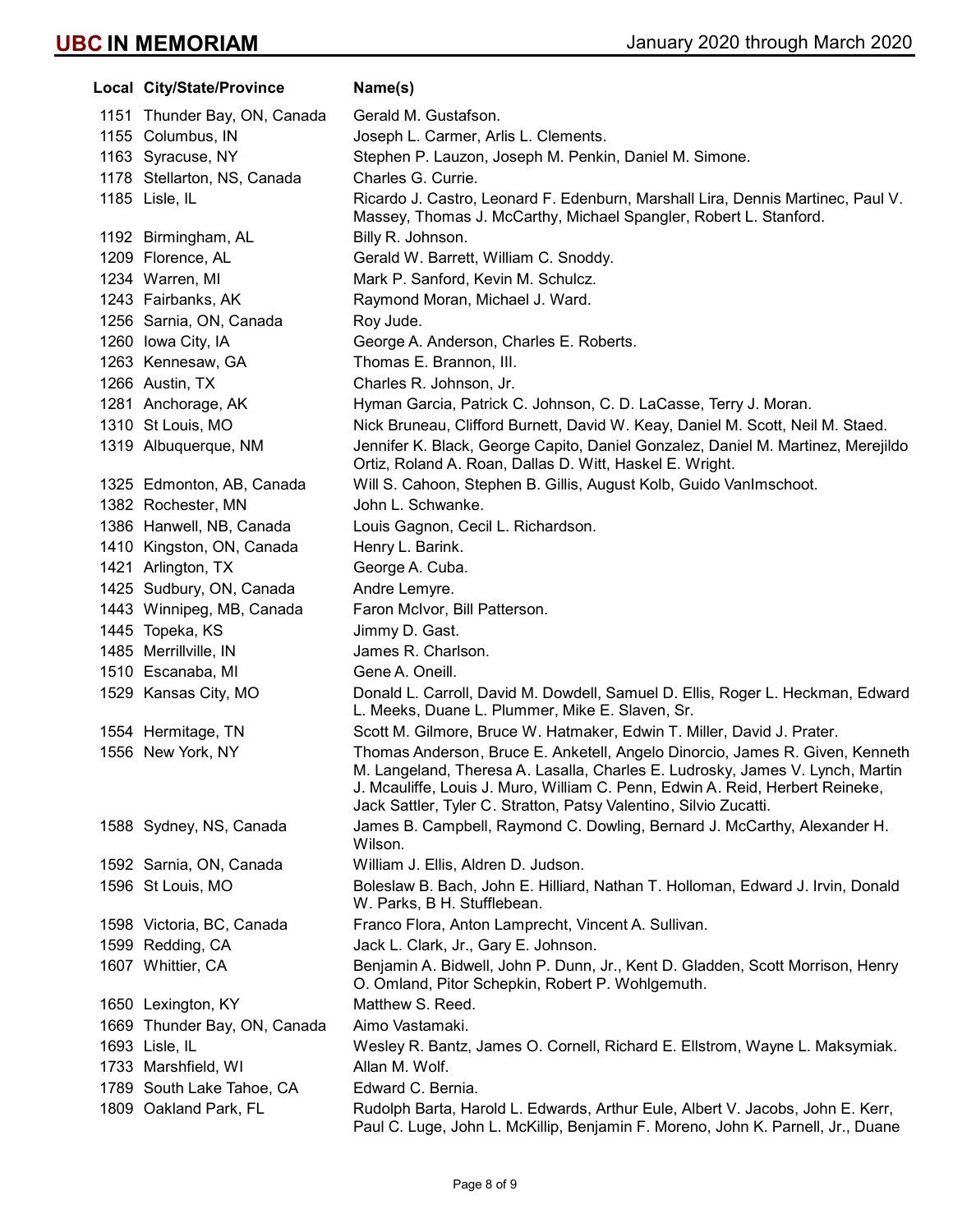| Local | City/State/Province | Name(s) |
|---|---|---|
| 1151 | Thunder Bay, ON, Canada | Gerald M. Gustafson. |
| 1155 | Columbus, IN | Joseph L. Carmer, Arlis L. Clements. |
| 1163 | Syracuse, NY | Stephen P. Lauzon, Joseph M. Penkin, Daniel M. Simone. |
| 1178 | Stellarton, NS, Canada | Charles G. Currie. |
| 1185 | Lisle, IL | Ricardo J. Castro, Leonard F. Edenburn, Marshall Lira, Dennis Martinec, Paul V. Massey, Thomas J. McCarthy, Michael Spangler, Robert L. Stanford. |
| 1192 | Birmingham, AL | Billy R. Johnson. |
| 1209 | Florence, AL | Gerald W. Barrett, William C. Snoddy. |
| 1234 | Warren, MI | Mark P. Sanford, Kevin M. Schulcz. |
| 1243 | Fairbanks, AK | Raymond Moran, Michael J. Ward. |
| 1256 | Sarnia, ON, Canada | Roy Jude. |
| 1260 | Iowa City, IA | George A. Anderson, Charles E. Roberts. |
| 1263 | Kennesaw, GA | Thomas E. Brannon, III. |
| 1266 | Austin, TX | Charles R. Johnson, Jr. |
| 1281 | Anchorage, AK | Hyman Garcia, Patrick C. Johnson, C. D. LaCasse, Terry J. Moran. |
| 1310 | St Louis, MO | Nick Bruneau, Clifford Burnett, David W. Keay, Daniel M. Scott, Neil M. Staed. |
| 1319 | Albuquerque, NM | Jennifer K. Black, George Capito, Daniel Gonzalez, Daniel M. Martinez, Merejildo Ortiz, Roland A. Roan, Dallas D. Witt, Haskel E. Wright. |
| 1325 | Edmonton, AB, Canada | Will S. Cahoon, Stephen B. Gillis, August Kolb, Guido VanImschoot. |
| 1382 | Rochester, MN | John L. Schwanke. |
| 1386 | Hanwell, NB, Canada | Louis Gagnon, Cecil L. Richardson. |
| 1410 | Kingston, ON, Canada | Henry L. Barink. |
| 1421 | Arlington, TX | George A. Cuba. |
| 1425 | Sudbury, ON, Canada | Andre Lemyre. |
| 1443 | Winnipeg, MB, Canada | Faron McIvor, Bill Patterson. |
| 1445 | Topeka, KS | Jimmy D. Gast. |
| 1485 | Merrillville, IN | James R. Charlson. |
| 1510 | Escanaba, MI | Gene A. Oneill. |
| 1529 | Kansas City, MO | Donald L. Carroll, David M. Dowdell, Samuel D. Ellis, Roger L. Heckman, Edward L. Meeks, Duane L. Plummer, Mike E. Slaven, Sr. |
| 1554 | Hermitage, TN | Scott M. Gilmore, Bruce W. Hatmaker, Edwin T. Miller, David J. Prater. |
| 1556 | New York, NY | Thomas Anderson, Bruce E. Anketell, Angelo Dinorcio, James R. Given, Kenneth M. Langeland, Theresa A. Lasalla, Charles E. Ludrosky, James V. Lynch, Martin J. Mcauliffe, Louis J. Muro, William C. Penn, Edwin A. Reid, Herbert Reineke, Jack Sattler, Tyler C. Stratton, Patsy Valentino, Silvio Zucatti. |
| 1588 | Sydney, NS, Canada | James B. Campbell, Raymond C. Dowling, Bernard J. McCarthy, Alexander H. Wilson. |
| 1592 | Sarnia, ON, Canada | William J. Ellis, Aldren D. Judson. |
| 1596 | St Louis, MO | Boleslaw B. Bach, John E. Hilliard, Nathan T. Holloman, Edward J. Irvin, Donald W. Parks, B H. Stufflebean. |
| 1598 | Victoria, BC, Canada | Franco Flora, Anton Lamprecht, Vincent A. Sullivan. |
| 1599 | Redding, CA | Jack L. Clark, Jr., Gary E. Johnson. |
| 1607 | Whittier, CA | Benjamin A. Bidwell, John P. Dunn, Jr., Kent D. Gladden, Scott Morrison, Henry O. Omland, Pitor Schepkin, Robert P. Wohlgemuth. |
| 1650 | Lexington, KY | Matthew S. Reed. |
| 1669 | Thunder Bay, ON, Canada | Aimo Vastamaki. |
| 1693 | Lisle, IL | Wesley R. Bantz, James O. Cornell, Richard E. Ellstrom, Wayne L. Maksymiak. |
| 1733 | Marshfield, WI | Allan M. Wolf. |
| 1789 | South Lake Tahoe, CA | Edward C. Bernia. |
| 1809 | Oakland Park, FL | Rudolph Barta, Harold L. Edwards, Arthur Eule, Albert V. Jacobs, John E. Kerr, Paul C. Luge, John L. McKillip, Benjamin F. Moreno, John K. Parnell, Jr., Duane |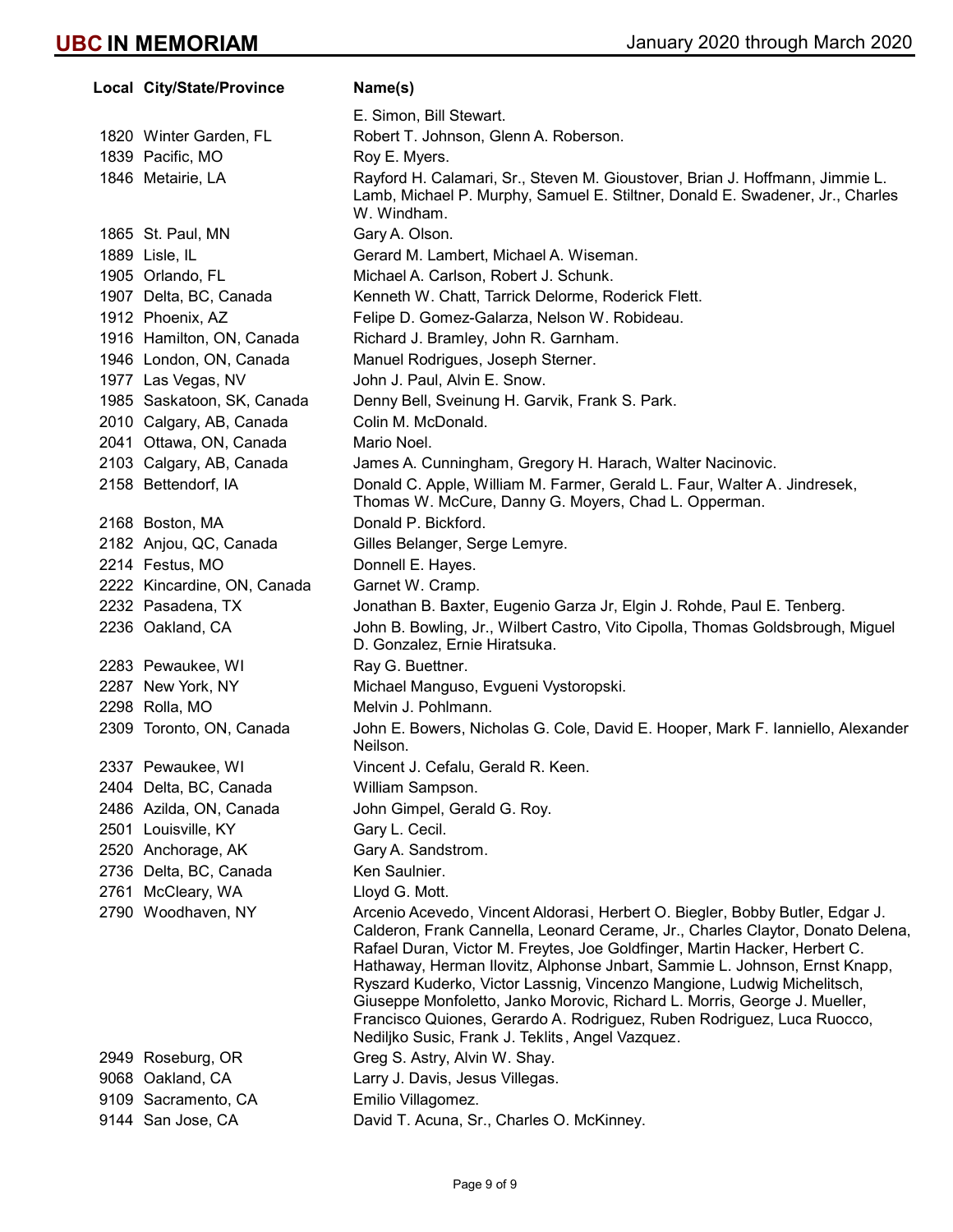| Local | City/State/Province | Name(s) |
|---|---|---|
| | | E. Simon, Bill Stewart. |
| 1820 | Winter Garden, FL | Robert T. Johnson, Glenn A. Roberson. |
| 1839 | Pacific, MO | Roy E. Myers. |
| 1846 | Metairie, LA | Rayford H. Calamari, Sr., Steven M. Gioustover, Brian J. Hoffmann, Jimmie L. Lamb, Michael P. Murphy, Samuel E. Stiltner, Donald E. Swadener, Jr., Charles W. Windham. |
| 1865 | St. Paul, MN | Gary A. Olson. |
| 1889 | Lisle, IL | Gerard M. Lambert, Michael A. Wiseman. |
| 1905 | Orlando, FL | Michael A. Carlson, Robert J. Schunk. |
| 1907 | Delta, BC, Canada | Kenneth W. Chatt, Tarrick Delorme, Roderick Flett. |
| 1912 | Phoenix, AZ | Felipe D. Gomez-Galarza, Nelson W. Robideau. |
| 1916 | Hamilton, ON, Canada | Richard J. Bramley, John R. Garnham. |
| 1946 | London, ON, Canada | Manuel Rodrigues, Joseph Sterner. |
| 1977 | Las Vegas, NV | John J. Paul, Alvin E. Snow. |
| 1985 | Saskatoon, SK, Canada | Denny Bell, Sveinung H. Garvik, Frank S. Park. |
| 2010 | Calgary, AB, Canada | Colin M. McDonald. |
| 2041 | Ottawa, ON, Canada | Mario Noel. |
| 2103 | Calgary, AB, Canada | James A. Cunningham, Gregory H. Harach, Walter Nacinovic. |
| 2158 | Bettendorf, IA | Donald C. Apple, William M. Farmer, Gerald L. Faur, Walter A. Jindresek, Thomas W. McCure, Danny G. Moyers, Chad L. Opperman. |
| 2168 | Boston, MA | Donald P. Bickford. |
| 2182 | Anjou, QC, Canada | Gilles Belanger, Serge Lemyre. |
| 2214 | Festus, MO | Donnell E. Hayes. |
| 2222 | Kincardine, ON, Canada | Garnet W. Cramp. |
| 2232 | Pasadena, TX | Jonathan B. Baxter, Eugenio Garza Jr, Elgin J. Rohde, Paul E. Tenberg. |
| 2236 | Oakland, CA | John B. Bowling, Jr., Wilbert Castro, Vito Cipolla, Thomas Goldsbrough, Miguel D. Gonzalez, Ernie Hiratsuka. |
| 2283 | Pewaukee, WI | Ray G. Buettner. |
| 2287 | New York, NY | Michael Manguso, Evgueni Vystoropski. |
| 2298 | Rolla, MO | Melvin J. Pohlmann. |
| 2309 | Toronto, ON, Canada | John E. Bowers, Nicholas G. Cole, David E. Hooper, Mark F. Ianniello, Alexander Neilson. |
| 2337 | Pewaukee, WI | Vincent J. Cefalu, Gerald R. Keen. |
| 2404 | Delta, BC, Canada | William Sampson. |
| 2486 | Azilda, ON, Canada | John Gimpel, Gerald G. Roy. |
| 2501 | Louisville, KY | Gary L. Cecil. |
| 2520 | Anchorage, AK | Gary A. Sandstrom. |
| 2736 | Delta, BC, Canada | Ken Saulnier. |
| 2761 | McCleary, WA | Lloyd G. Mott. |
| 2790 | Woodhaven, NY | Arcenio Acevedo, Vincent Aldorasi, Herbert O. Biegler, Bobby Butler, Edgar J. Calderon, Frank Cannella, Leonard Cerame, Jr., Charles Claytor, Donato Delena, Rafael Duran, Victor M. Freytes, Joe Goldfinger, Martin Hacker, Herbert C. Hathaway, Herman Ilovitz, Alphonse Jnbart, Sammie L. Johnson, Ernst Knapp, Ryszard Kuderko, Victor Lassnig, Vincenzo Mangione, Ludwig Michelitsch, Giuseppe Monfoletto, Janko Morovic, Richard L. Morris, George J. Mueller, Francisco Quiones, Gerardo A. Rodriguez, Ruben Rodriguez, Luca Ruocco, Nediljko Susic, Frank J. Teklits, Angel Vazquez. |
| 2949 | Roseburg, OR | Greg S. Astry, Alvin W. Shay. |
| 9068 | Oakland, CA | Larry J. Davis, Jesus Villegas. |
| 9109 | Sacramento, CA | Emilio Villagomez. |
| 9144 | San Jose, CA | David T. Acuna, Sr., Charles O. McKinney. |